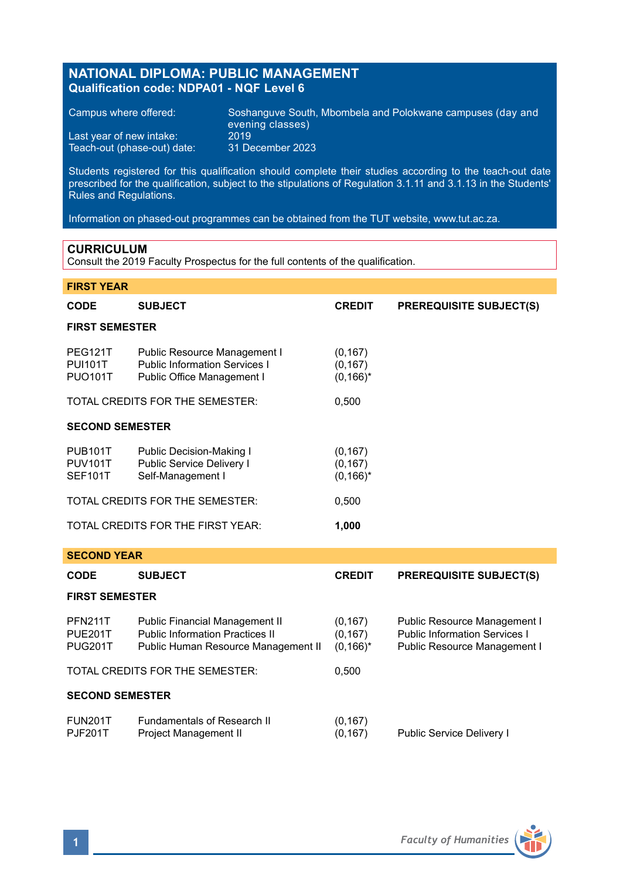# NATIONAL DIPLOMA: PUBLIC MANAGEMENT

**Qualification code: NDPA01 - NQF Level 6**

| | |
|---|---|
| Campus where offered: | Soshanguve South, Mbombela and Polokwane campuses (day and evening classes) |
| Last year of new intake: | 2019 |
| Teach-out (phase-out) date: | 31 December 2023 |

Students registered for this qualification should complete their studies according to the teach-out date prescribed for the qualification, subject to the stipulations of Regulation 3.1.11 and 3.1.13 in the Students' Rules and Regulations.

Information on phased-out programmes can be obtained from the TUT website, www.tut.ac.za.

## CURRICULUM

Consult the 2019 Faculty Prospectus for the full contents of the qualification.

### FIRST YEAR

| CODE | SUBJECT | CREDIT | PREREQUISITE SUBJECT(S) |
|---|---|---|---|
| **FIRST SEMESTER** | | | |
| PEG121T | Public Resource Management I | (0,167) | |
| PUI101T | Public Information Services I | (0,167) | |
| PUO101T | Public Office Management I | (0,166)* | |
| TOTAL CREDITS FOR THE SEMESTER: | | 0,500 | |
| **SECOND SEMESTER** | | | |
| PUB101T | Public Decision-Making I | (0,167) | |
| PUV101T | Public Service Delivery I | (0,167) | |
| SEF101T | Self-Management I | (0,166)* | |
| TOTAL CREDITS FOR THE SEMESTER: | | 0,500 | |
| TOTAL CREDITS FOR THE FIRST YEAR: | | **1,000** | |

### SECOND YEAR

| CODE | SUBJECT | CREDIT | PREREQUISITE SUBJECT(S) |
|---|---|---|---|
| **FIRST SEMESTER** | | | |
| PFN211T | Public Financial Management II | (0,167) | Public Resource Management I |
| PUE201T | Public Information Practices II | (0,167) | Public Information Services I |
| PUG201T | Public Human Resource Management II | (0,166)* | Public Resource Management I |
| TOTAL CREDITS FOR THE SEMESTER: | | 0,500 | |
| **SECOND SEMESTER** | | | |
| FUN201T | Fundamentals of Research II | (0,167) | |
| PJF201T | Project Management II | (0,167) | Public Service Delivery I |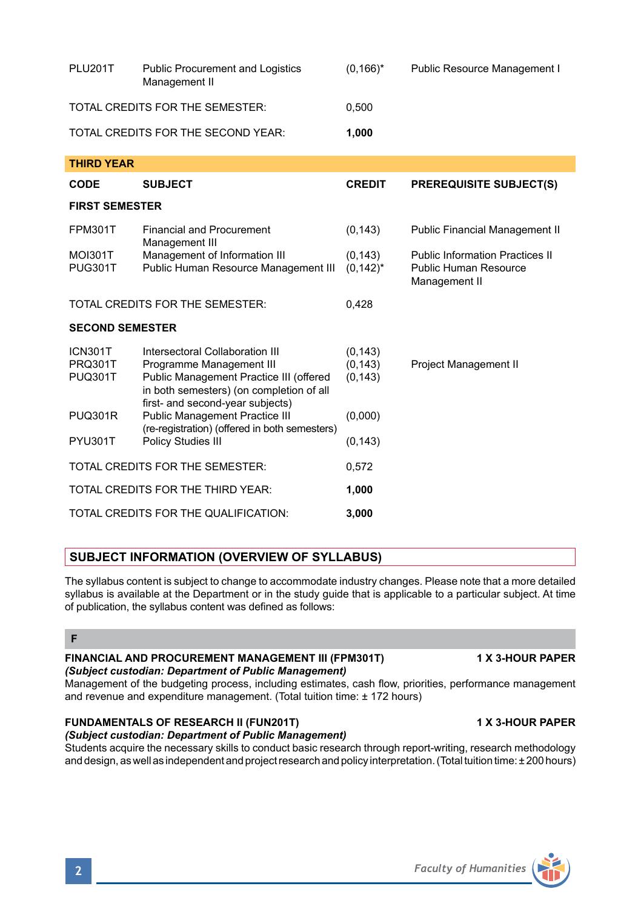| CODE | SUBJECT | CREDIT | PREREQUISITE SUBJECT(S) |
|---|---|---|---|
| PLU201T | Public Procurement and Logistics Management II | (0,166)* | Public Resource Management I |
| TOTAL CREDITS FOR THE SEMESTER: | | 0,500 | |
| TOTAL CREDITS FOR THE SECOND YEAR: | | **1,000** | |

**THIRD YEAR**

| CODE | SUBJECT | CREDIT | PREREQUISITE SUBJECT(S) |
|---|---|---|---|
| **FIRST SEMESTER** | | | |
| FPM301T | Financial and Procurement Management III | (0,143) | Public Financial Management II |
| MOI301T | Management of Information III | (0,143) | Public Information Practices II |
| PUG301T | Public Human Resource Management III | (0,142)* | Public Human Resource Management II |
| TOTAL CREDITS FOR THE SEMESTER: | | 0,428 | |
| **SECOND SEMESTER** | | | |
| ICN301T | Intersectoral Collaboration III | (0,143) | |
| PRQ301T | Programme Management III | (0,143) | Project Management II |
| PUQ301T | Public Management Practice III (offered in both semesters) (on completion of all first- and second-year subjects) | (0,143) | |
| PUQ301R | Public Management Practice III (re-registration) (offered in both semesters) | (0,000) | |
| PYU301T | Policy Studies III | (0,143) | |
| TOTAL CREDITS FOR THE SEMESTER: | | 0,572 | |
| TOTAL CREDITS FOR THE THIRD YEAR: | | **1,000** | |
| TOTAL CREDITS FOR THE QUALIFICATION: | | **3,000** | |

## SUBJECT INFORMATION (OVERVIEW OF SYLLABUS)

The syllabus content is subject to change to accommodate industry changes. Please note that a more detailed syllabus is available at the Department or in the study guide that is applicable to a particular subject. At time of publication, the syllabus content was defined as follows:

### F

**FINANCIAL AND PROCUREMENT MANAGEMENT III (FPM301T) — 1 X 3-HOUR PAPER**
***(Subject custodian: Department of Public Management)***
Management of the budgeting process, including estimates, cash flow, priorities, performance management and revenue and expenditure management. (Total tuition time: ± 172 hours)

**FUNDAMENTALS OF RESEARCH II (FUN201T) — 1 X 3-HOUR PAPER**
***(Subject custodian: Department of Public Management)***
Students acquire the necessary skills to conduct basic research through report-writing, research methodology and design, as well as independent and project research and policy interpretation. (Total tuition time: ± 200 hours)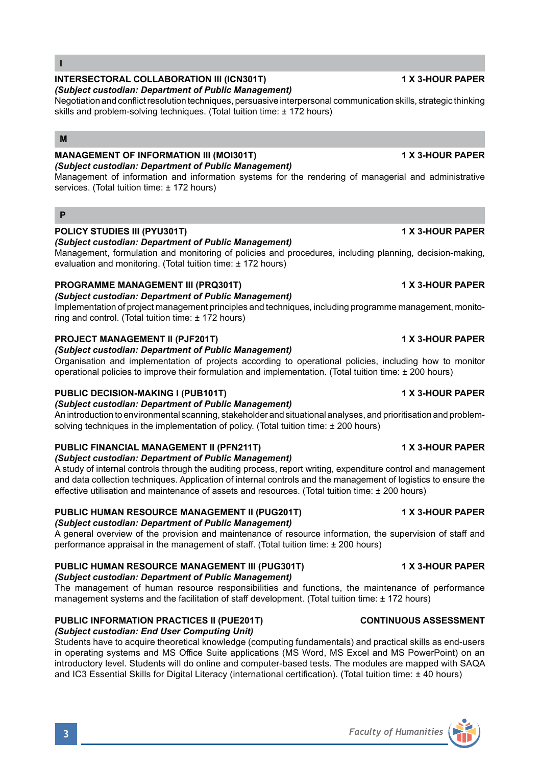## I

**INTERSECTORAL COLLABORATION III (ICN301T)** **1 X 3-HOUR PAPER**
***(Subject custodian: Department of Public Management)***
Negotiation and conflict resolution techniques, persuasive interpersonal communication skills, strategic thinking skills and problem-solving techniques. (Total tuition time: ± 172 hours)

## M

**MANAGEMENT OF INFORMATION III (MOI301T)** **1 X 3-HOUR PAPER**
***(Subject custodian: Department of Public Management)***
Management of information and information systems for the rendering of managerial and administrative services. (Total tuition time: ± 172 hours)

## P

**POLICY STUDIES III (PYU301T)** **1 X 3-HOUR PAPER**
***(Subject custodian: Department of Public Management)***
Management, formulation and monitoring of policies and procedures, including planning, decision-making, evaluation and monitoring. (Total tuition time: ± 172 hours)

**PROGRAMME MANAGEMENT III (PRQ301T)** **1 X 3-HOUR PAPER**
***(Subject custodian: Department of Public Management)***
Implementation of project management principles and techniques, including programme management, monitoring and control. (Total tuition time: ± 172 hours)

**PROJECT MANAGEMENT II (PJF201T)** **1 X 3-HOUR PAPER**
***(Subject custodian: Department of Public Management)***
Organisation and implementation of projects according to operational policies, including how to monitor operational policies to improve their formulation and implementation. (Total tuition time: ± 200 hours)

**PUBLIC DECISION-MAKING I (PUB101T)** **1 X 3-HOUR PAPER**
***(Subject custodian: Department of Public Management)***
An introduction to environmental scanning, stakeholder and situational analyses, and prioritisation and problem-solving techniques in the implementation of policy. (Total tuition time: ± 200 hours)

**PUBLIC FINANCIAL MANAGEMENT II (PFN211T)** **1 X 3-HOUR PAPER**
***(Subject custodian: Department of Public Management)***
A study of internal controls through the auditing process, report writing, expenditure control and management and data collection techniques. Application of internal controls and the management of logistics to ensure the effective utilisation and maintenance of assets and resources. (Total tuition time: ± 200 hours)

**PUBLIC HUMAN RESOURCE MANAGEMENT II (PUG201T)** **1 X 3-HOUR PAPER**
***(Subject custodian: Department of Public Management)***
A general overview of the provision and maintenance of resource information, the supervision of staff and performance appraisal in the management of staff. (Total tuition time: ± 200 hours)

**PUBLIC HUMAN RESOURCE MANAGEMENT III (PUG301T)** **1 X 3-HOUR PAPER**
***(Subject custodian: Department of Public Management)***
The management of human resource responsibilities and functions, the maintenance of performance management systems and the facilitation of staff development. (Total tuition time: ± 172 hours)

**PUBLIC INFORMATION PRACTICES II (PUE201T)** **CONTINUOUS ASSESSMENT**
***(Subject custodian: End User Computing Unit)***
Students have to acquire theoretical knowledge (computing fundamentals) and practical skills as end-users in operating systems and MS Office Suite applications (MS Word, MS Excel and MS PowerPoint) on an introductory level. Students will do online and computer-based tests. The modules are mapped with SAQA and IC3 Essential Skills for Digital Literacy (international certification). (Total tuition time: ± 40 hours)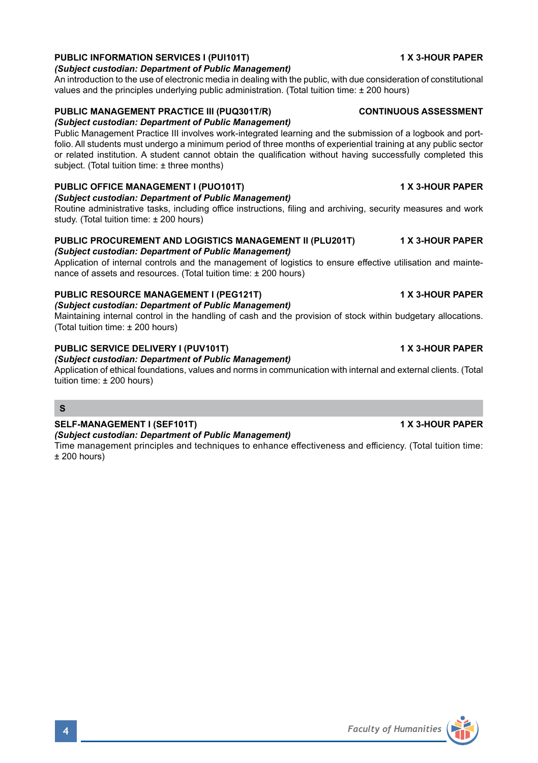**PUBLIC INFORMATION SERVICES I (PUI101T)** **1 X 3-HOUR PAPER**

***(Subject custodian: Department of Public Management)***

An introduction to the use of electronic media in dealing with the public, with due consideration of constitutional values and the principles underlying public administration. (Total tuition time: ± 200 hours)

**PUBLIC MANAGEMENT PRACTICE III (PUQ301T/R)** **CONTINUOUS ASSESSMENT**

***(Subject custodian: Department of Public Management)***

Public Management Practice III involves work-integrated learning and the submission of a logbook and portfolio. All students must undergo a minimum period of three months of experiential training at any public sector or related institution. A student cannot obtain the qualification without having successfully completed this subject. (Total tuition time: ± three months)

**PUBLIC OFFICE MANAGEMENT I (PUO101T)** **1 X 3-HOUR PAPER**

***(Subject custodian: Department of Public Management)***

Routine administrative tasks, including office instructions, filing and archiving, security measures and work study. (Total tuition time: ± 200 hours)

**PUBLIC PROCUREMENT AND LOGISTICS MANAGEMENT II (PLU201T)** **1 X 3-HOUR PAPER**

***(Subject custodian: Department of Public Management)***

Application of internal controls and the management of logistics to ensure effective utilisation and maintenance of assets and resources. (Total tuition time: ± 200 hours)

**PUBLIC RESOURCE MANAGEMENT I (PEG121T)** **1 X 3-HOUR PAPER**

***(Subject custodian: Department of Public Management)***

Maintaining internal control in the handling of cash and the provision of stock within budgetary allocations. (Total tuition time: ± 200 hours)

**PUBLIC SERVICE DELIVERY I (PUV101T)** **1 X 3-HOUR PAPER**

***(Subject custodian: Department of Public Management)***

Application of ethical foundations, values and norms in communication with internal and external clients. (Total tuition time: ± 200 hours)

## S

**SELF-MANAGEMENT I (SEF101T)** **1 X 3-HOUR PAPER**

***(Subject custodian: Department of Public Management)***

Time management principles and techniques to enhance effectiveness and efficiency. (Total tuition time: ± 200 hours)